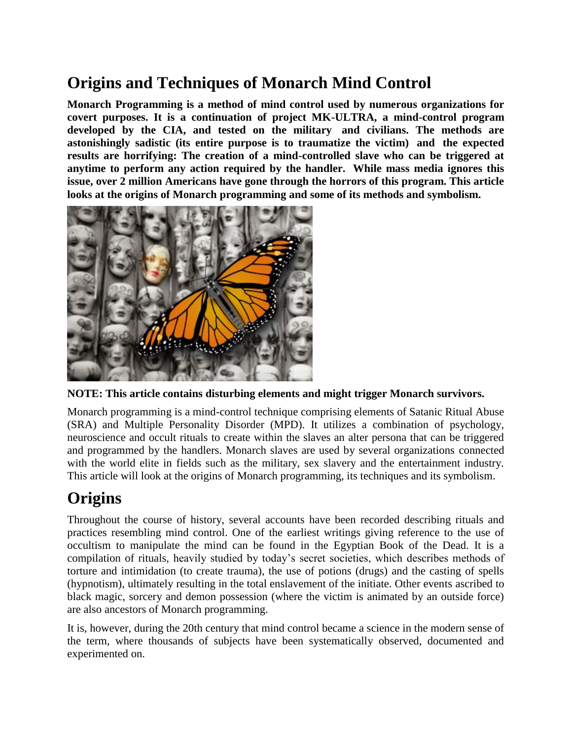# Origins and Techniques of Monarch Mind Control

**Monarch Programming is a method of mind control used by numerous organizations for covert purposes. It is a continuation of project MK-ULTRA, a mind-control program developed by the CIA, and tested on the military and civilians. The methods are astonishingly sadistic (its entire purpose is to traumatize the victim) and the expected results are horrifying: The creation of a mind-controlled slave who can be triggered at anytime to perform any action required by the handler. While mass media ignores this issue, over 2 million Americans have gone through the horrors of this program. This article looks at the origins of Monarch programming and some of its methods and symbolism.**

**NOTE: This article contains disturbing elements and might trigger Monarch survivors.**

Monarch programming is a mind-control technique comprising elements of Satanic Ritual Abuse (SRA) and Multiple Personality Disorder (MPD). It utilizes a combination of psychology, neuroscience and occult rituals to create within the slaves an alter persona that can be triggered and programmed by the handlers. Monarch slaves are used by several organizations connected with the world elite in fields such as the military, sex slavery and the entertainment industry. This article will look at the origins of Monarch programming, its techniques and its symbolism.

# Origins

Throughout the course of history, several accounts have been recorded describing rituals and practices resembling mind control. One of the earliest writings giving reference to the use of occultism to manipulate the mind can be found in the Egyptian Book of the Dead. It is a compilation of rituals, heavily studied by today's secret societies, which describes methods of torture and intimidation (to create trauma), the use of potions (drugs) and the casting of spells (hypnotism), ultimately resulting in the total enslavement of the initiate. Other events ascribed to black magic, sorcery and demon possession (where the victim is animated by an outside force) are also ancestors of Monarch programming.

It is, however, during the 20th century that mind control became a science in the modern sense of the term, where thousands of subjects have been systematically observed, documented and experimented on.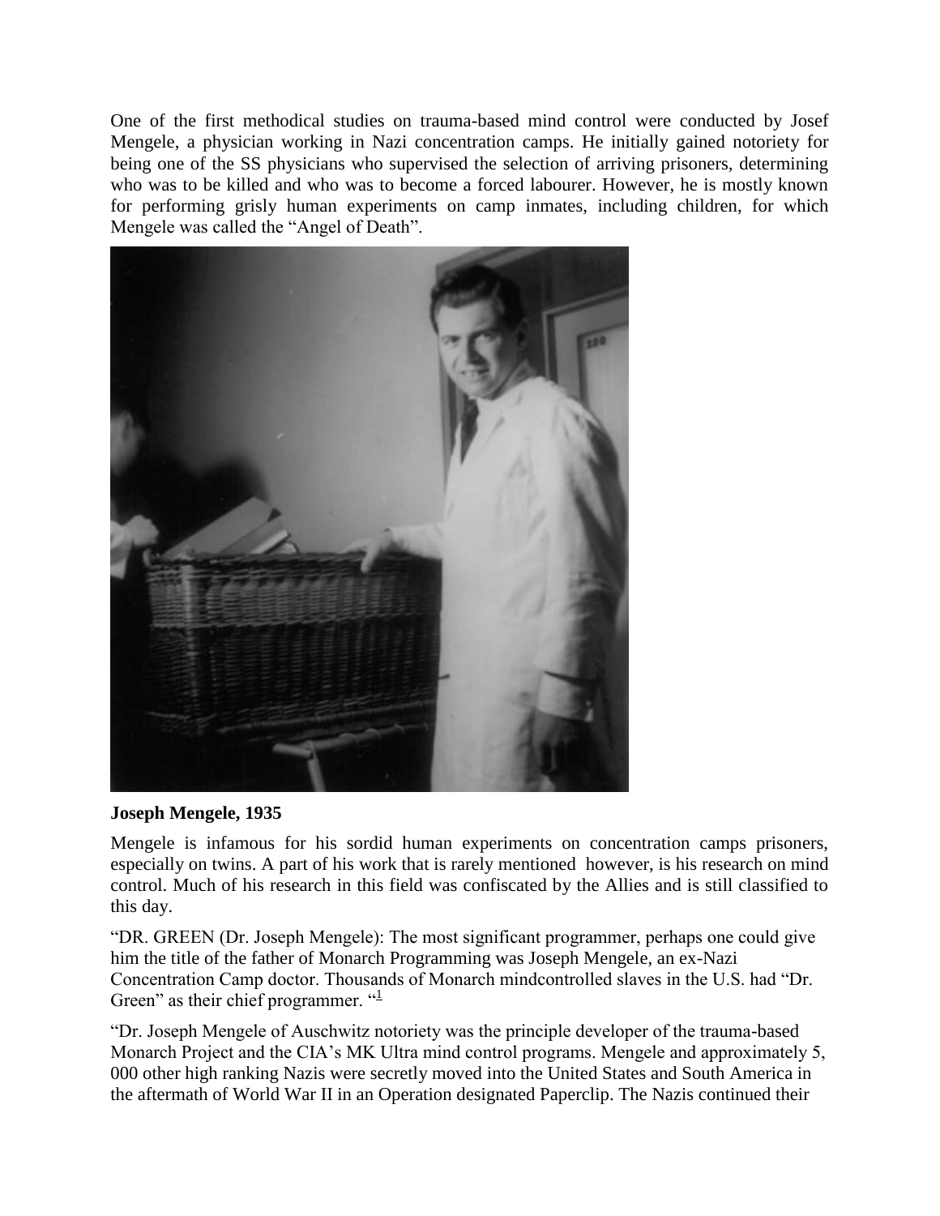One of the first methodical studies on trauma-based mind control were conducted by Josef Mengele, a physician working in Nazi concentration camps. He initially gained notoriety for being one of the SS physicians who supervised the selection of arriving prisoners, determining who was to be killed and who was to become a forced labourer. However, he is mostly known for performing grisly human experiments on camp inmates, including children, for which Mengele was called the "Angel of Death".

**Joseph Mengele, 1935**

Mengele is infamous for his sordid human experiments on concentration camps prisoners, especially on twins. A part of his work that is rarely mentioned however, is his research on mind control. Much of his research in this field was confiscated by the Allies and is still classified to this day.

"DR. GREEN (Dr. Joseph Mengele): The most significant programmer, perhaps one could give him the title of the father of Monarch Programming was Joseph Mengele, an ex-Nazi Concentration Camp doctor. Thousands of Monarch mindcontrolled slaves in the U.S. had "Dr. Green" as their chief programmer. "[1]

"Dr. Joseph Mengele of Auschwitz notoriety was the principle developer of the trauma-based Monarch Project and the CIA's MK Ultra mind control programs. Mengele and approximately 5, 000 other high ranking Nazis were secretly moved into the United States and South America in the aftermath of World War II in an Operation designated Paperclip. The Nazis continued their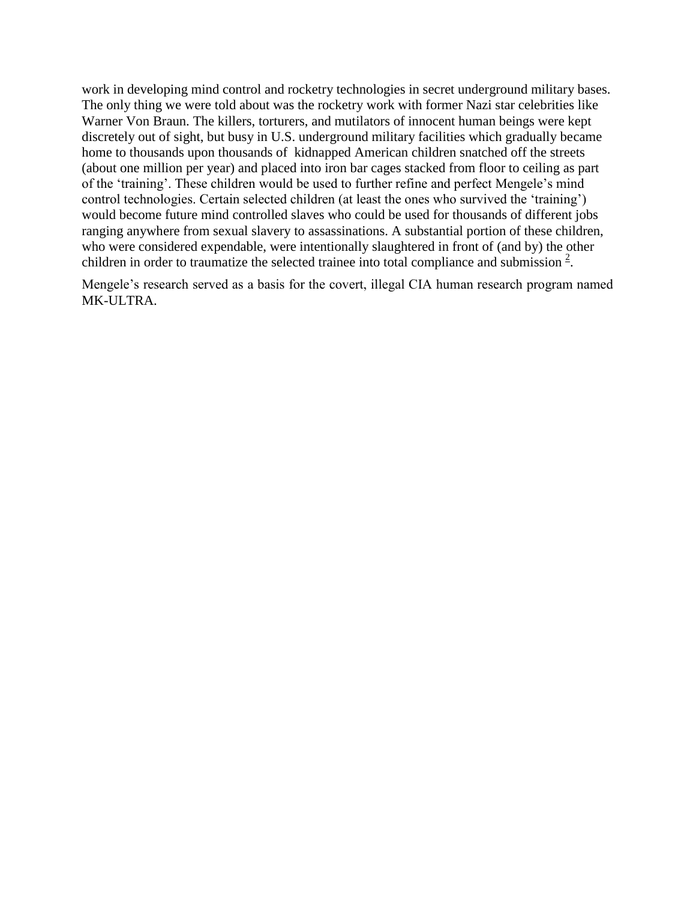work in developing mind control and rocketry technologies in secret underground military bases. The only thing we were told about was the rocketry work with former Nazi star celebrities like Warner Von Braun. The killers, torturers, and mutilators of innocent human beings were kept discretely out of sight, but busy in U.S. underground military facilities which gradually became home to thousands upon thousands of kidnapped American children snatched off the streets (about one million per year) and placed into iron bar cages stacked from floor to ceiling as part of the 'training'. These children would be used to further refine and perfect Mengele's mind control technologies. Certain selected children (at least the ones who survived the 'training') would become future mind controlled slaves who could be used for thousands of different jobs ranging anywhere from sexual slavery to assassinations. A substantial portion of these children, who were considered expendable, were intentionally slaughtered in front of (and by) the other children in order to traumatize the selected trainee into total compliance and submission [2].

Mengele's research served as a basis for the covert, illegal CIA human research program named MK-ULTRA.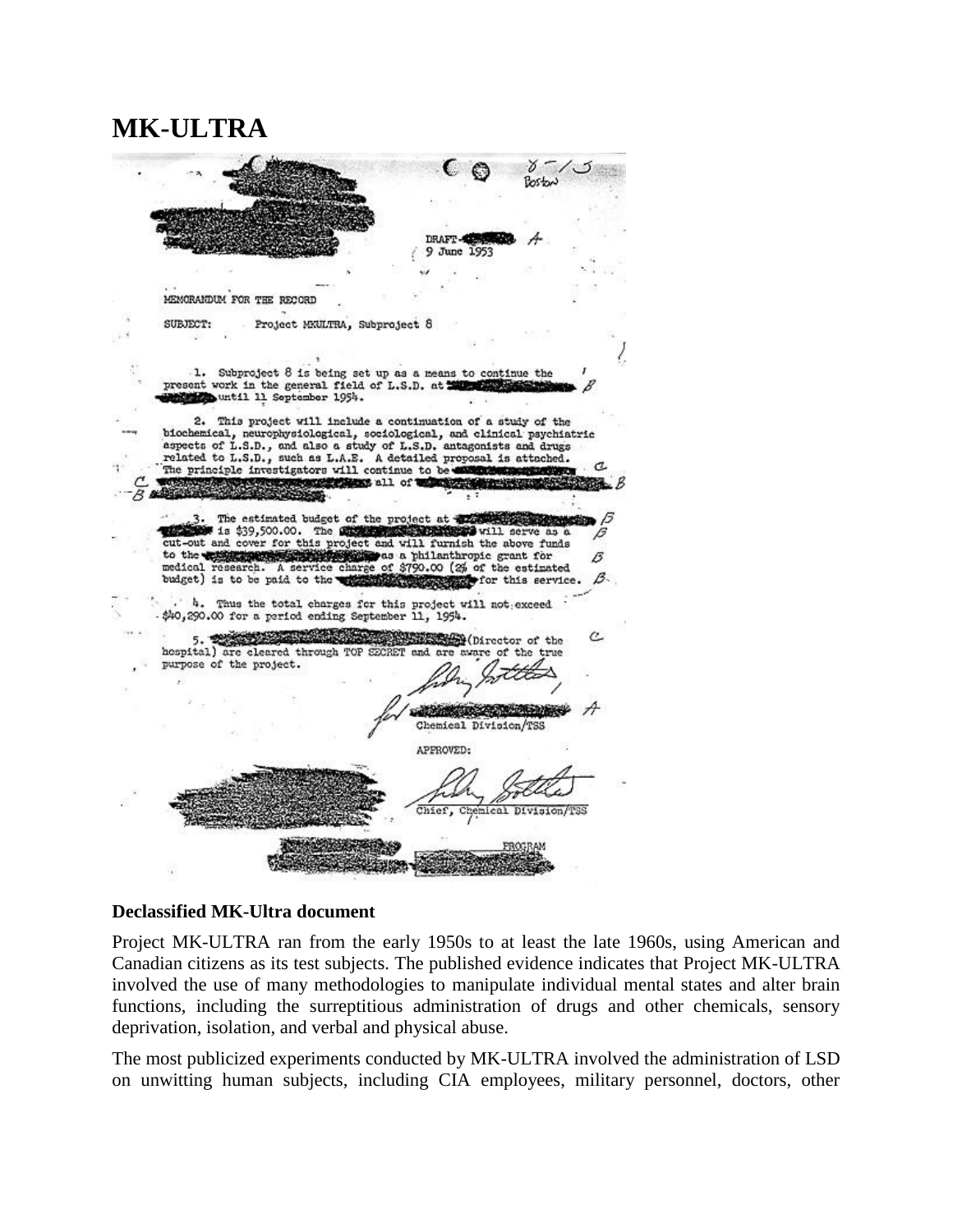# MK-ULTRA

Boston

DRAFT- A
9 June 1953

MEMORANDUM FOR THE RECORD

SUBJECT: Project MKULTRA, Subproject 8

1. Subproject 8 is being set up as a means to continue the present work in the general field of L.S.D. at until 11 September 1954.

2. This project will include a continuation of a study of the biochemical, neurophysiological, sociological, and clinical psychiatric aspects of L.S.D., and also a study of L.S.D. antagonists and drugs related to L.S.D., such as L.A.E. A detailed proposal is attached. The principle investigators will continue to be all of

3. The estimated budget of the project at is $39,500.00. The will serve as a cut-out and cover for this project and will furnish the above funds to the as a philanthropic grant for medical research. A service charge of $790.00 (2% of the estimated budget) is to be paid to the for this service.

4. Thus the total charges for this project will not exceed $40,290.00 for a period ending September 11, 1954.

5. (Director of the hospital) are cleared through TOP SECRET and are aware of the true purpose of the project.

for
Chemical Division/TSS

APPROVED:

Chief, Chemical Division/TSS

PROGRAM

**Declassified MK-Ultra document**

Project MK-ULTRA ran from the early 1950s to at least the late 1960s, using American and Canadian citizens as its test subjects. The published evidence indicates that Project MK-ULTRA involved the use of many methodologies to manipulate individual mental states and alter brain functions, including the surreptitious administration of drugs and other chemicals, sensory deprivation, isolation, and verbal and physical abuse.

The most publicized experiments conducted by MK-ULTRA involved the administration of LSD on unwitting human subjects, including CIA employees, military personnel, doctors, other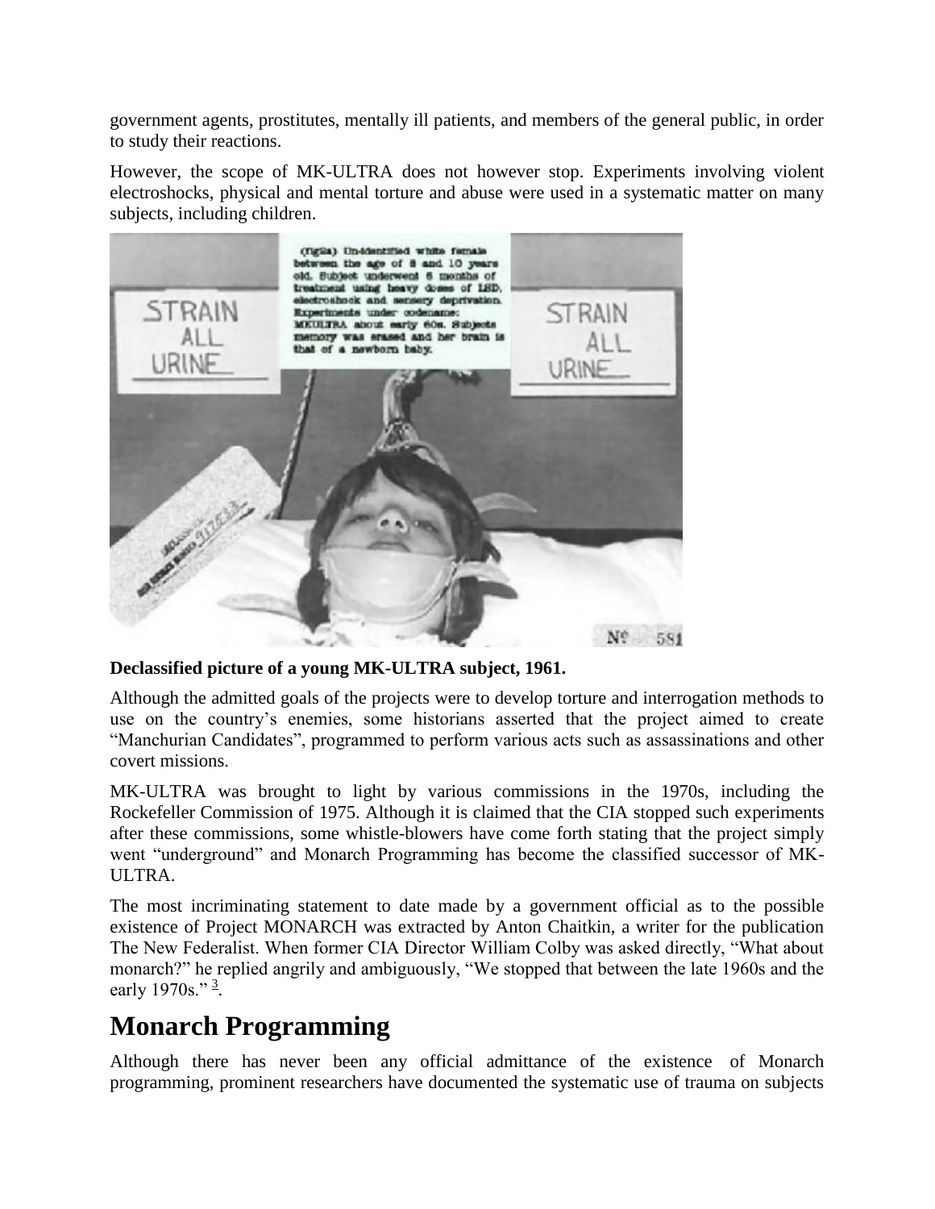government agents, prostitutes, mentally ill patients, and members of the general public, in order to study their reactions.

However, the scope of MK-ULTRA does not however stop. Experiments involving violent electroshocks, physical and mental torture and abuse were used in a systematic matter on many subjects, including children.

**Declassified picture of a young MK-ULTRA subject, 1961.**

Although the admitted goals of the projects were to develop torture and interrogation methods to use on the country's enemies, some historians asserted that the project aimed to create "Manchurian Candidates", programmed to perform various acts such as assassinations and other covert missions.

MK-ULTRA was brought to light by various commissions in the 1970s, including the Rockefeller Commission of 1975. Although it is claimed that the CIA stopped such experiments after these commissions, some whistle-blowers have come forth stating that the project simply went "underground" and Monarch Programming has become the classified successor of MK-ULTRA.

The most incriminating statement to date made by a government official as to the possible existence of Project MONARCH was extracted by Anton Chaitkin, a writer for the publication The New Federalist. When former CIA Director William Colby was asked directly, "What about monarch?" he replied angrily and ambiguously, "We stopped that between the late 1960s and the early 1970s." [3].

# Monarch Programming

Although there has never been any official admittance of the existence of Monarch programming, prominent researchers have documented the systematic use of trauma on subjects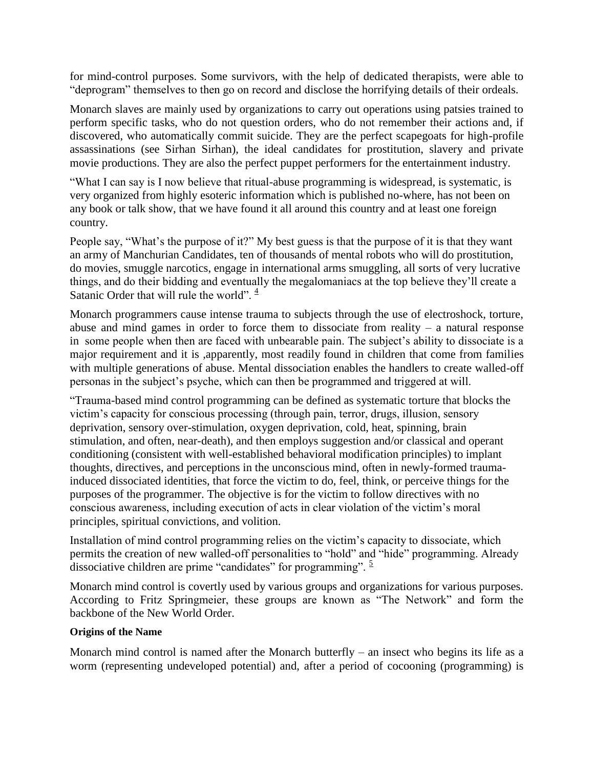for mind-control purposes. Some survivors, with the help of dedicated therapists, were able to "deprogram" themselves to then go on record and disclose the horrifying details of their ordeals.

Monarch slaves are mainly used by organizations to carry out operations using patsies trained to perform specific tasks, who do not question orders, who do not remember their actions and, if discovered, who automatically commit suicide. They are the perfect scapegoats for high-profile assassinations (see Sirhan Sirhan), the ideal candidates for prostitution, slavery and private movie productions. They are also the perfect puppet performers for the entertainment industry.

"What I can say is I now believe that ritual-abuse programming is widespread, is systematic, is very organized from highly esoteric information which is published no-where, has not been on any book or talk show, that we have found it all around this country and at least one foreign country.

People say, "What's the purpose of it?" My best guess is that the purpose of it is that they want an army of Manchurian Candidates, ten of thousands of mental robots who will do prostitution, do movies, smuggle narcotics, engage in international arms smuggling, all sorts of very lucrative things, and do their bidding and eventually the megalomaniacs at the top believe they'll create a Satanic Order that will rule the world". [4]

Monarch programmers cause intense trauma to subjects through the use of electroshock, torture, abuse and mind games in order to force them to dissociate from reality – a natural response in some people when then are faced with unbearable pain. The subject's ability to dissociate is a major requirement and it is ,apparently, most readily found in children that come from families with multiple generations of abuse. Mental dissociation enables the handlers to create walled-off personas in the subject's psyche, which can then be programmed and triggered at will.

"Trauma-based mind control programming can be defined as systematic torture that blocks the victim's capacity for conscious processing (through pain, terror, drugs, illusion, sensory deprivation, sensory over-stimulation, oxygen deprivation, cold, heat, spinning, brain stimulation, and often, near-death), and then employs suggestion and/or classical and operant conditioning (consistent with well-established behavioral modification principles) to implant thoughts, directives, and perceptions in the unconscious mind, often in newly-formed trauma-induced dissociated identities, that force the victim to do, feel, think, or perceive things for the purposes of the programmer. The objective is for the victim to follow directives with no conscious awareness, including execution of acts in clear violation of the victim's moral principles, spiritual convictions, and volition.

Installation of mind control programming relies on the victim's capacity to dissociate, which permits the creation of new walled-off personalities to "hold" and "hide" programming. Already dissociative children are prime "candidates" for programming". [5]

Monarch mind control is covertly used by various groups and organizations for various purposes. According to Fritz Springmeier, these groups are known as "The Network" and form the backbone of the New World Order.

**Origins of the Name**

Monarch mind control is named after the Monarch butterfly – an insect who begins its life as a worm (representing undeveloped potential) and, after a period of cocooning (programming) is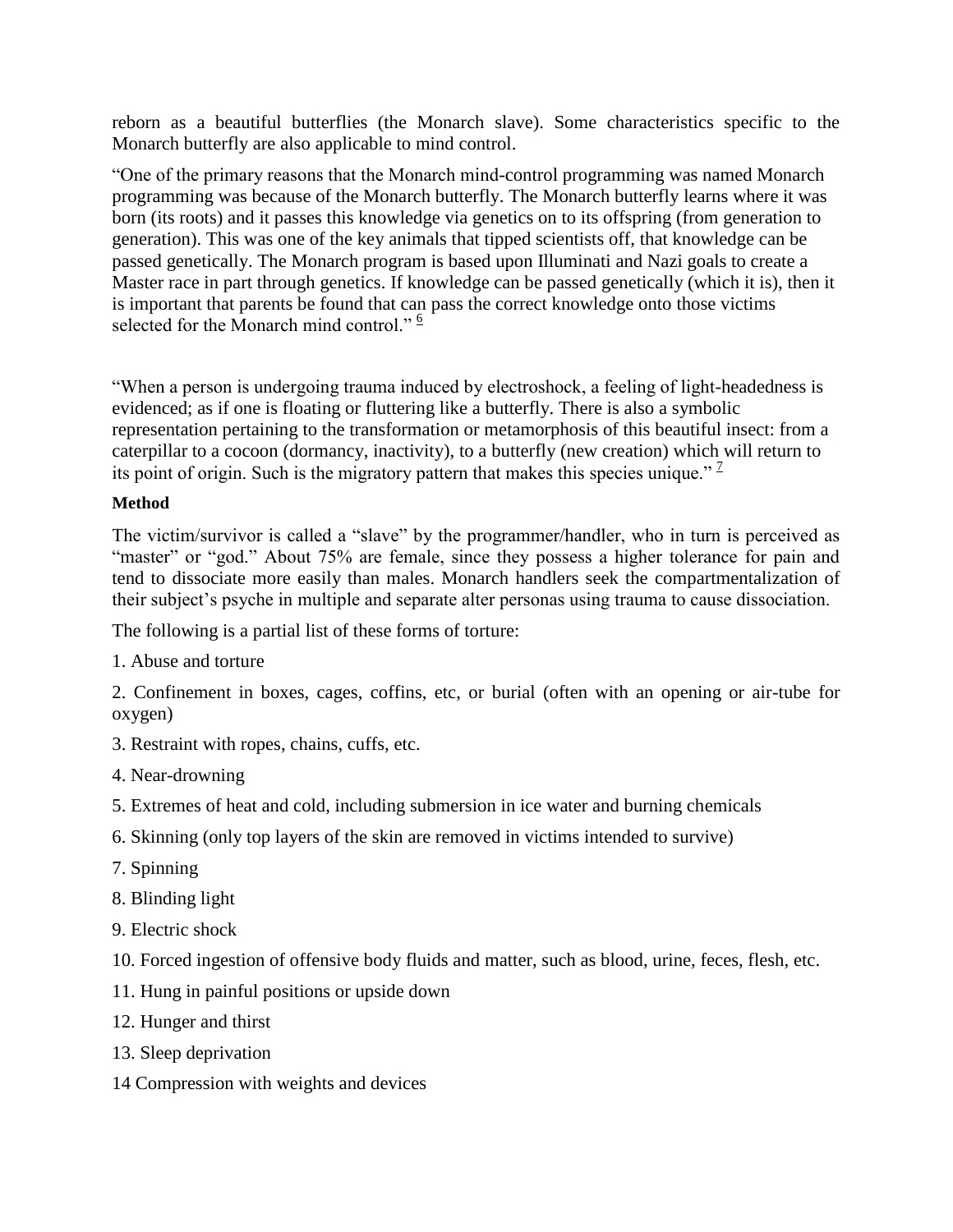reborn as a beautiful butterflies (the Monarch slave). Some characteristics specific to the Monarch butterfly are also applicable to mind control.

"One of the primary reasons that the Monarch mind-control programming was named Monarch programming was because of the Monarch butterfly. The Monarch butterfly learns where it was born (its roots) and it passes this knowledge via genetics on to its offspring (from generation to generation). This was one of the key animals that tipped scientists off, that knowledge can be passed genetically. The Monarch program is based upon Illuminati and Nazi goals to create a Master race in part through genetics. If knowledge can be passed genetically (which it is), then it is important that parents be found that can pass the correct knowledge onto those victims selected for the Monarch mind control." [6]

"When a person is undergoing trauma induced by electroshock, a feeling of light-headedness is evidenced; as if one is floating or fluttering like a butterfly. There is also a symbolic representation pertaining to the transformation or metamorphosis of this beautiful insect: from a caterpillar to a cocoon (dormancy, inactivity), to a butterfly (new creation) which will return to its point of origin. Such is the migratory pattern that makes this species unique." [7]

**Method**

The victim/survivor is called a "slave" by the programmer/handler, who in turn is perceived as "master" or "god." About 75% are female, since they possess a higher tolerance for pain and tend to dissociate more easily than males. Monarch handlers seek the compartmentalization of their subject's psyche in multiple and separate alter personas using trauma to cause dissociation.

The following is a partial list of these forms of torture:

1. Abuse and torture

2. Confinement in boxes, cages, coffins, etc, or burial (often with an opening or air-tube for oxygen)

3. Restraint with ropes, chains, cuffs, etc.

4. Near-drowning

5. Extremes of heat and cold, including submersion in ice water and burning chemicals

6. Skinning (only top layers of the skin are removed in victims intended to survive)

7. Spinning

8. Blinding light

9. Electric shock

10. Forced ingestion of offensive body fluids and matter, such as blood, urine, feces, flesh, etc.

11. Hung in painful positions or upside down

12. Hunger and thirst

13. Sleep deprivation

14 Compression with weights and devices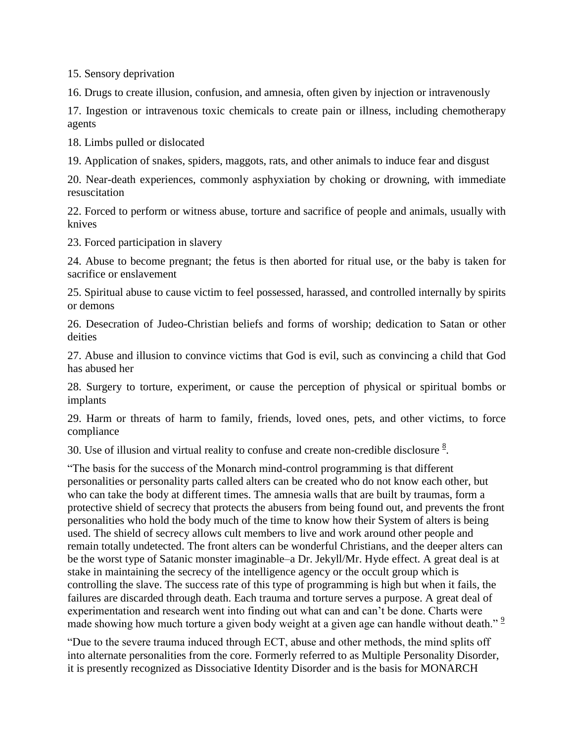15. Sensory deprivation

16. Drugs to create illusion, confusion, and amnesia, often given by injection or intravenously

17. Ingestion or intravenous toxic chemicals to create pain or illness, including chemotherapy agents

18. Limbs pulled or dislocated

19. Application of snakes, spiders, maggots, rats, and other animals to induce fear and disgust

20. Near-death experiences, commonly asphyxiation by choking or drowning, with immediate resuscitation

22. Forced to perform or witness abuse, torture and sacrifice of people and animals, usually with knives

23. Forced participation in slavery

24. Abuse to become pregnant; the fetus is then aborted for ritual use, or the baby is taken for sacrifice or enslavement

25. Spiritual abuse to cause victim to feel possessed, harassed, and controlled internally by spirits or demons

26. Desecration of Judeo-Christian beliefs and forms of worship; dedication to Satan or other deities

27. Abuse and illusion to convince victims that God is evil, such as convincing a child that God has abused her

28. Surgery to torture, experiment, or cause the perception of physical or spiritual bombs or implants

29. Harm or threats of harm to family, friends, loved ones, pets, and other victims, to force compliance

30. Use of illusion and virtual reality to confuse and create non-credible disclosure [8].

"The basis for the success of the Monarch mind-control programming is that different personalities or personality parts called alters can be created who do not know each other, but who can take the body at different times. The amnesia walls that are built by traumas, form a protective shield of secrecy that protects the abusers from being found out, and prevents the front personalities who hold the body much of the time to know how their System of alters is being used. The shield of secrecy allows cult members to live and work around other people and remain totally undetected. The front alters can be wonderful Christians, and the deeper alters can be the worst type of Satanic monster imaginable–a Dr. Jekyll/Mr. Hyde effect. A great deal is at stake in maintaining the secrecy of the intelligence agency or the occult group which is controlling the slave. The success rate of this type of programming is high but when it fails, the failures are discarded through death. Each trauma and torture serves a purpose. A great deal of experimentation and research went into finding out what can and can't be done. Charts were made showing how much torture a given body weight at a given age can handle without death." [9]

"Due to the severe trauma induced through ECT, abuse and other methods, the mind splits off into alternate personalities from the core. Formerly referred to as Multiple Personality Disorder, it is presently recognized as Dissociative Identity Disorder and is the basis for MONARCH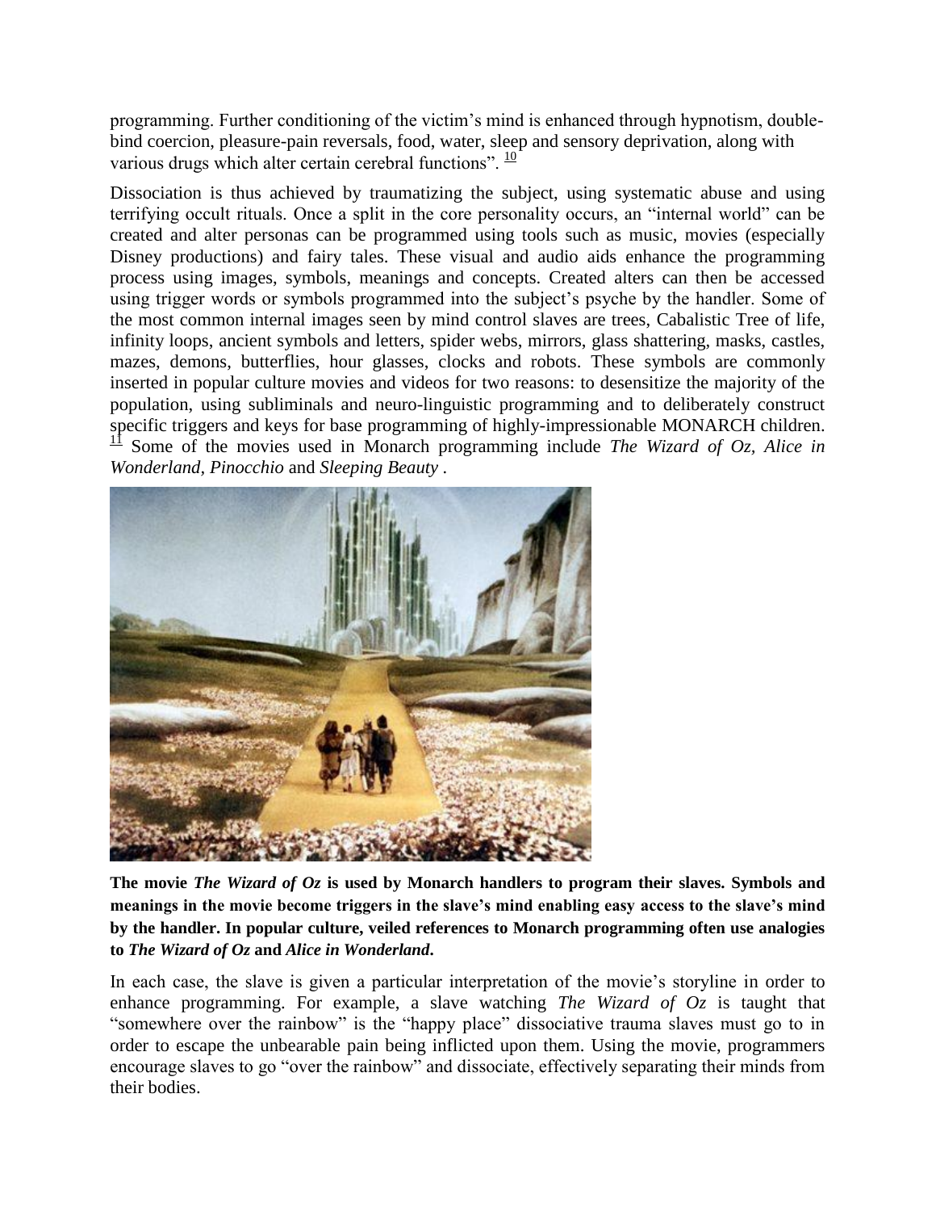programming. Further conditioning of the victim's mind is enhanced through hypnotism, double-bind coercion, pleasure-pain reversals, food, water, sleep and sensory deprivation, along with various drugs which alter certain cerebral functions". [10]

Dissociation is thus achieved by traumatizing the subject, using systematic abuse and using terrifying occult rituals. Once a split in the core personality occurs, an "internal world" can be created and alter personas can be programmed using tools such as music, movies (especially Disney productions) and fairy tales. These visual and audio aids enhance the programming process using images, symbols, meanings and concepts. Created alters can then be accessed using trigger words or symbols programmed into the subject's psyche by the handler. Some of the most common internal images seen by mind control slaves are trees, Cabalistic Tree of life, infinity loops, ancient symbols and letters, spider webs, mirrors, glass shattering, masks, castles, mazes, demons, butterflies, hour glasses, clocks and robots. These symbols are commonly inserted in popular culture movies and videos for two reasons: to desensitize the majority of the population, using subliminals and neuro-linguistic programming and to deliberately construct specific triggers and keys for base programming of highly-impressionable MONARCH children. [11] Some of the movies used in Monarch programming include *The Wizard of Oz, Alice in Wonderland, Pinocchio* and *Sleeping Beauty* .

**The movie *The Wizard of Oz* is used by Monarch handlers to program their slaves. Symbols and meanings in the movie become triggers in the slave's mind enabling easy access to the slave's mind by the handler. In popular culture, veiled references to Monarch programming often use analogies to *The Wizard of Oz* and *Alice in Wonderland*.**

In each case, the slave is given a particular interpretation of the movie's storyline in order to enhance programming. For example, a slave watching *The Wizard of Oz* is taught that "somewhere over the rainbow" is the "happy place" dissociative trauma slaves must go to in order to escape the unbearable pain being inflicted upon them. Using the movie, programmers encourage slaves to go "over the rainbow" and dissociate, effectively separating their minds from their bodies.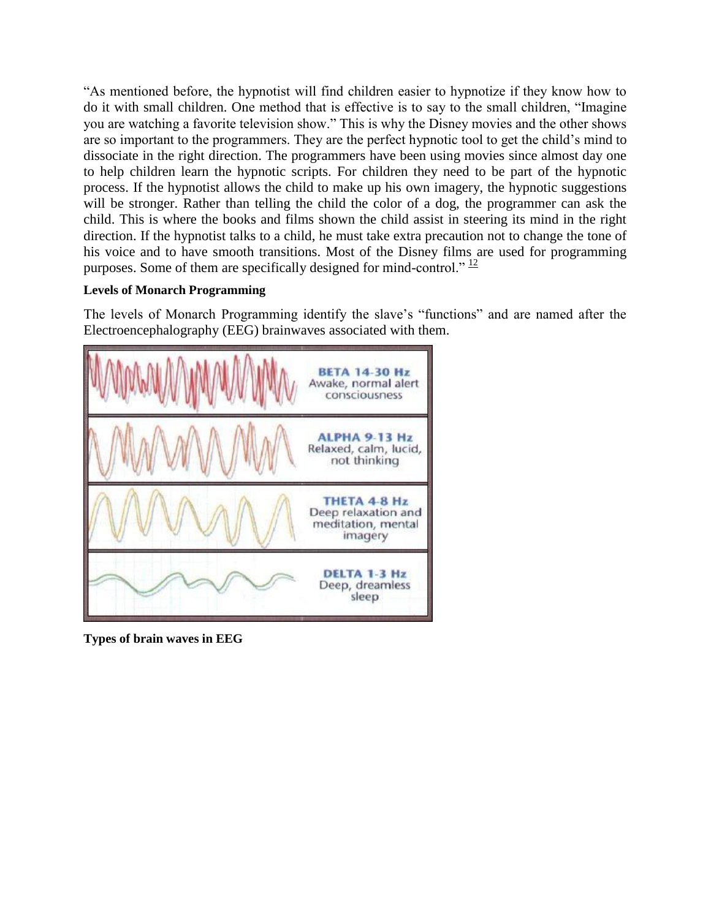"As mentioned before, the hypnotist will find children easier to hypnotize if they know how to do it with small children. One method that is effective is to say to the small children, "Imagine you are watching a favorite television show." This is why the Disney movies and the other shows are so important to the programmers. They are the perfect hypnotic tool to get the child's mind to dissociate in the right direction. The programmers have been using movies since almost day one to help children learn the hypnotic scripts. For children they need to be part of the hypnotic process. If the hypnotist allows the child to make up his own imagery, the hypnotic suggestions will be stronger. Rather than telling the child the color of a dog, the programmer can ask the child. This is where the books and films shown the child assist in steering its mind in the right direction. If the hypnotist talks to a child, he must take extra precaution not to change the tone of his voice and to have smooth transitions. Most of the Disney films are used for programming purposes. Some of them are specifically designed for mind-control." [12]

**Levels of Monarch Programming**

The levels of Monarch Programming identify the slave's "functions" and are named after the Electroencephalography (EEG) brainwaves associated with them.

BETA 14-30 Hz
Awake, normal alert consciousness

ALPHA 9-13 Hz
Relaxed, calm, lucid, not thinking

THETA 4-8 Hz
Deep relaxation and meditation, mental imagery

DELTA 1-3 Hz
Deep, dreamless sleep

**Types of brain waves in EEG**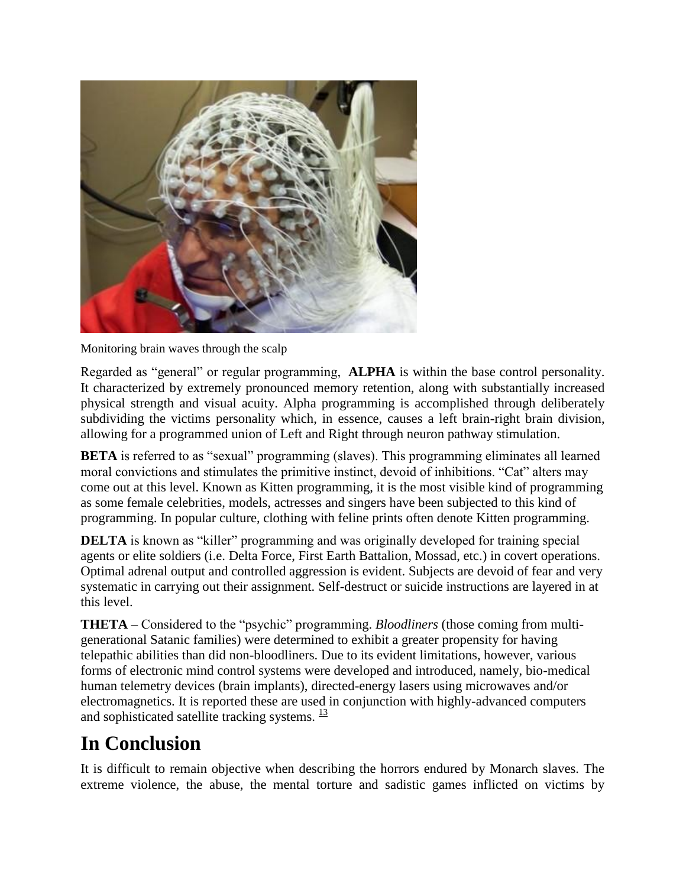Monitoring brain waves through the scalp

Regarded as "general" or regular programming, **ALPHA** is within the base control personality. It characterized by extremely pronounced memory retention, along with substantially increased physical strength and visual acuity. Alpha programming is accomplished through deliberately subdividing the victims personality which, in essence, causes a left brain-right brain division, allowing for a programmed union of Left and Right through neuron pathway stimulation.

**BETA** is referred to as "sexual" programming (slaves). This programming eliminates all learned moral convictions and stimulates the primitive instinct, devoid of inhibitions. "Cat" alters may come out at this level. Known as Kitten programming, it is the most visible kind of programming as some female celebrities, models, actresses and singers have been subjected to this kind of programming. In popular culture, clothing with feline prints often denote Kitten programming.

**DELTA** is known as "killer" programming and was originally developed for training special agents or elite soldiers (i.e. Delta Force, First Earth Battalion, Mossad, etc.) in covert operations. Optimal adrenal output and controlled aggression is evident. Subjects are devoid of fear and very systematic in carrying out their assignment. Self-destruct or suicide instructions are layered in at this level.

**THETA** – Considered to the "psychic" programming. *Bloodliners* (those coming from multi-generational Satanic families) were determined to exhibit a greater propensity for having telepathic abilities than did non-bloodliners. Due to its evident limitations, however, various forms of electronic mind control systems were developed and introduced, namely, bio-medical human telemetry devices (brain implants), directed-energy lasers using microwaves and/or electromagnetics. It is reported these are used in conjunction with highly-advanced computers and sophisticated satellite tracking systems. [13]

# In Conclusion

It is difficult to remain objective when describing the horrors endured by Monarch slaves. The extreme violence, the abuse, the mental torture and sadistic games inflicted on victims by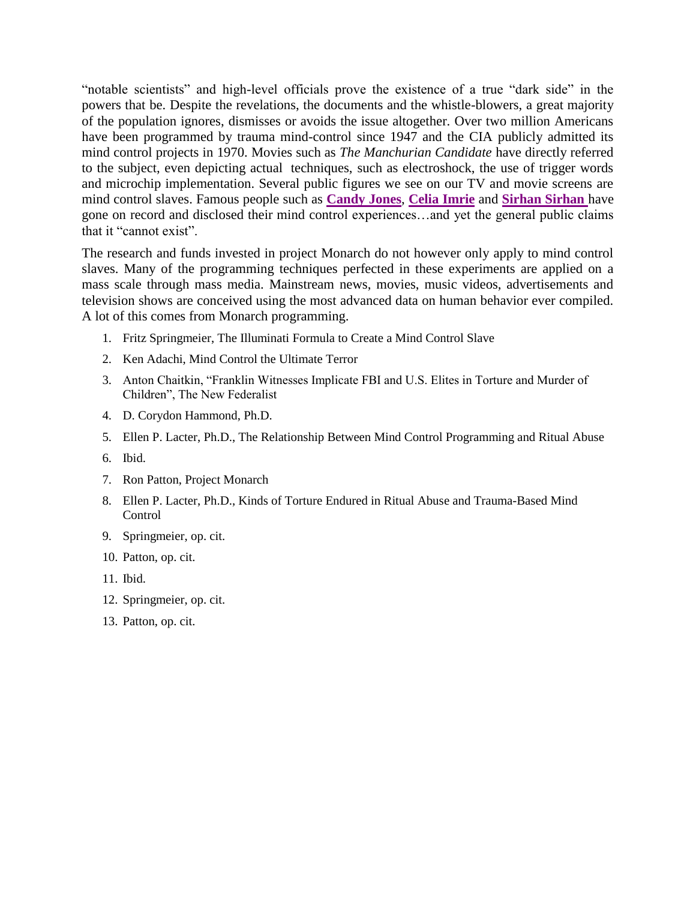“notable scientists” and high-level officials prove the existence of a true “dark side” in the powers that be. Despite the revelations, the documents and the whistle-blowers, a great majority of the population ignores, dismisses or avoids the issue altogether. Over two million Americans have been programmed by trauma mind-control since 1947 and the CIA publicly admitted its mind control projects in 1970. Movies such as *The Manchurian Candidate* have directly referred to the subject, even depicting actual techniques, such as electroshock, the use of trigger words and microchip implementation. Several public figures we see on our TV and movie screens are mind control slaves. Famous people such as **Candy Jones**, **Celia Imrie** and **Sirhan Sirhan** have gone on record and disclosed their mind control experiences…and yet the general public claims that it “cannot exist”.

The research and funds invested in project Monarch do not however only apply to mind control slaves. Many of the programming techniques perfected in these experiments are applied on a mass scale through mass media. Mainstream news, movies, music videos, advertisements and television shows are conceived using the most advanced data on human behavior ever compiled. A lot of this comes from Monarch programming.

1. Fritz Springmeier, The Illuminati Formula to Create a Mind Control Slave
2. Ken Adachi, Mind Control the Ultimate Terror
3. Anton Chaitkin, “Franklin Witnesses Implicate FBI and U.S. Elites in Torture and Murder of Children”, The New Federalist
4. D. Corydon Hammond, Ph.D.
5. Ellen P. Lacter, Ph.D., The Relationship Between Mind Control Programming and Ritual Abuse
6. Ibid.
7. Ron Patton, Project Monarch
8. Ellen P. Lacter, Ph.D., Kinds of Torture Endured in Ritual Abuse and Trauma-Based Mind Control
9. Springmeier, op. cit.
10. Patton, op. cit.
11. Ibid.
12. Springmeier, op. cit.
13. Patton, op. cit.